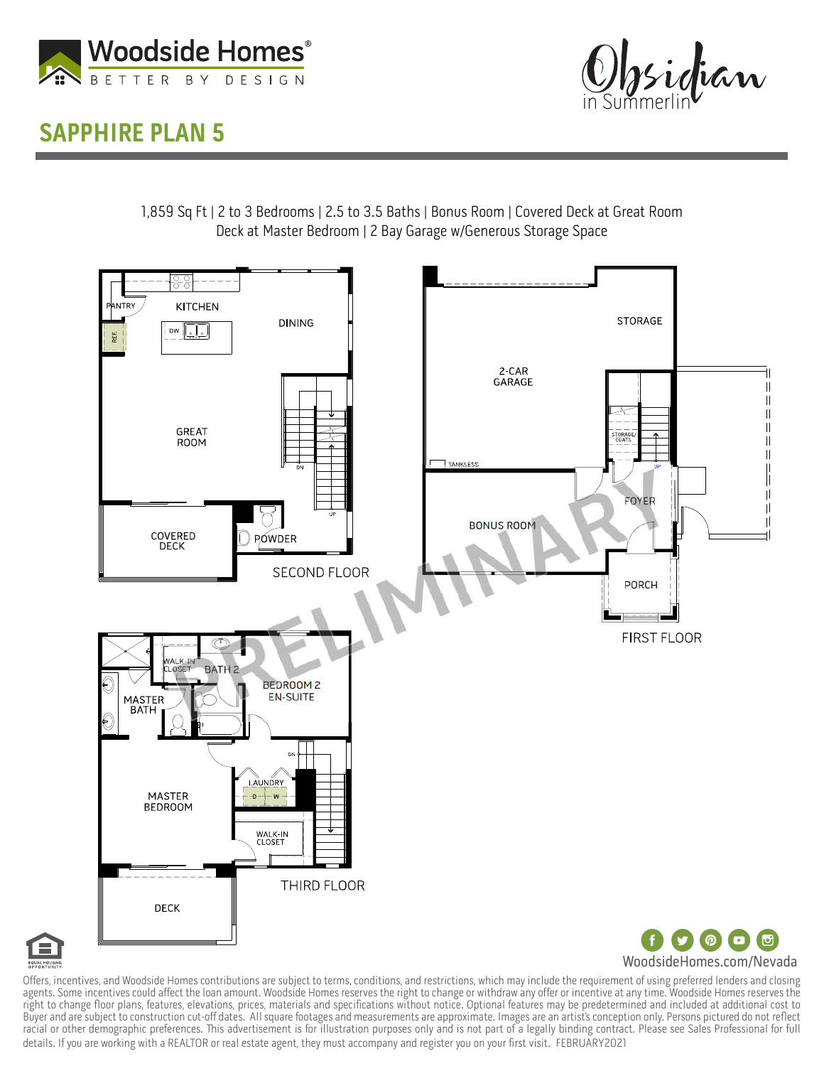Woodside Homes®
BETTER BY DESIGN

Obsidian in Summerlin

# SAPPHIRE PLAN 5

1,859 Sq Ft | 2 to 3 Bedrooms | 2.5 to 3.5 Baths | Bonus Room | Covered Deck at Great Room
Deck at Master Bedroom | 2 Bay Garage w/Generous Storage Space

SECOND FLOOR

PANTRY
KITCHEN
REF.
DW
DINING
GREAT ROOM
DN
UP
COVERED DECK
POWDER

FIRST FLOOR

2-CAR GARAGE
STORAGE
STORAGE/ COATS
TANKLESS
UP
FOYER
BONUS ROOM
PORCH

THIRD FLOOR

WALK-IN CLOSET
BATH 2
BEDROOM 2 EN-SUITE
MASTER BATH
DN
LAUNDRY
D
W
MASTER BEDROOM
WALK-IN CLOSET
DECK

PRELIMINARY

WoodsideHomes.com/Nevada

Offers, incentives, and Woodside Homes contributions are subject to terms, conditions, and restrictions, which may include the requirement of using preferred lenders and closing agents. Some incentives could affect the loan amount. Woodside Homes reserves the right to change or withdraw any offer or incentive at any time. Woodside Homes reserves the right to change floor plans, features, elevations, prices, materials and specifications without notice. Optional features may be predetermined and included at additional cost to Buyer and are subject to construction cut-off dates. All square footages and measurements are approximate. Images are an artist's conception only. Persons pictured do not reflect racial or other demographic preferences. This advertisement is for illustration purposes only and is not part of a legally binding contract. Please see Sales Professional for full details. If you are working with a REALTOR or real estate agent, they must accompany and register you on your first visit. FEBRUARY2021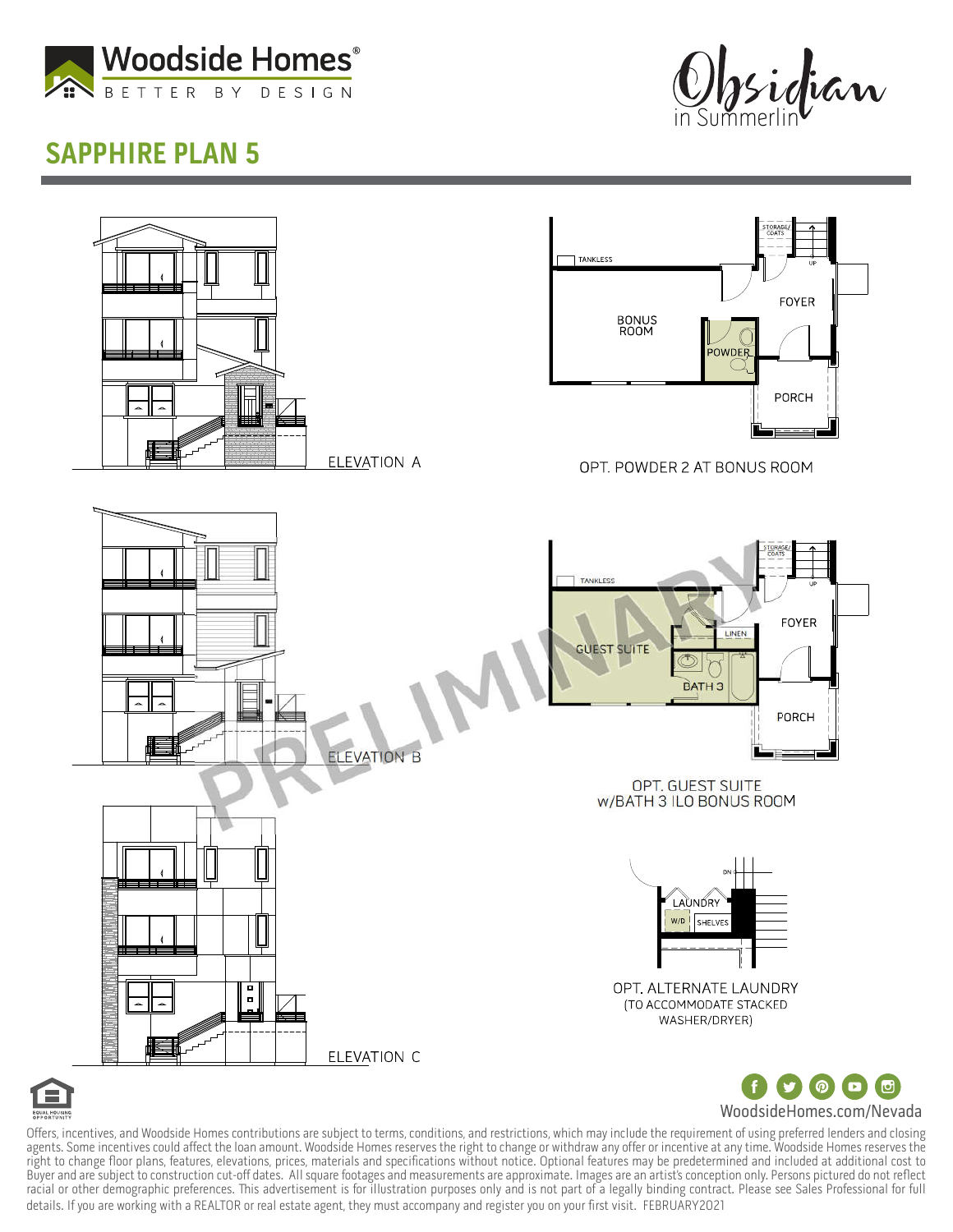Woodside Homes®
BETTER BY DESIGN

Obsidian in Summerlin

# SAPPHIRE PLAN 5

ELEVATION A

STORAGE/ COATS
TANKLESS
UP
FOYER
BONUS ROOM
POWDER
PORCH

OPT. POWDER 2 AT BONUS ROOM

ELEVATION B

STORAGE/ COATS
TANKLESS
UP
FOYER
LINEN
GUEST SUITE
BATH 3
PORCH

OPT. GUEST SUITE w/BATH 3 ILO BONUS ROOM

PRELIMINARY

ELEVATION C

DN
LAUNDRY
W/D
SHELVES

OPT. ALTERNATE LAUNDRY (TO ACCOMMODATE STACKED WASHER/DRYER)

EQUAL HOUSING OPPORTUNITY

WoodsideHomes.com/Nevada

Offers, incentives, and Woodside Homes contributions are subject to terms, conditions, and restrictions, which may include the requirement of using preferred lenders and closing agents. Some incentives could affect the loan amount. Woodside Homes reserves the right to change or withdraw any offer or incentive at any time. Woodside Homes reserves the right to change floor plans, features, elevations, prices, materials and specifications without notice. Optional features may be predetermined and included at additional cost to Buyer and are subject to construction cut-off dates. All square footages and measurements are approximate. Images are an artist's conception only. Persons pictured do not reflect racial or other demographic preferences. This advertisement is for illustration purposes only and is not part of a legally binding contract. Please see Sales Professional for full details. If you are working with a REALTOR or real estate agent, they must accompany and register you on your first visit. FEBRUARY2021